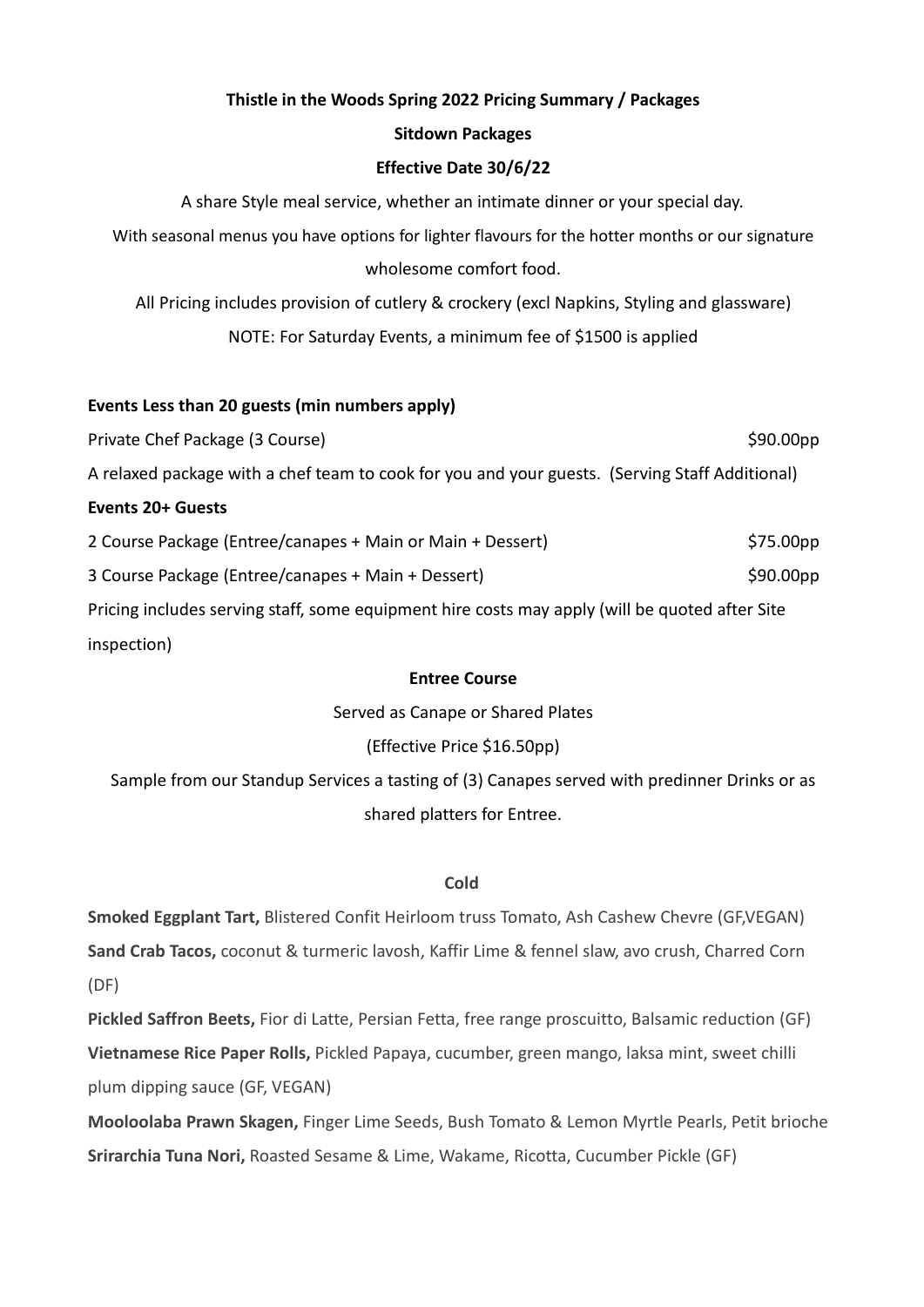# Thistle in the Woods Spring 2022 Pricing Summary / Packages

## Sitdown Packages

### Effective Date 30/6/22

A share Style meal service, whether an intimate dinner or your special day.

With seasonal menus you have options for lighter flavours for the hotter months or our signature wholesome comfort food.

All Pricing includes provision of cutlery & crockery (excl Napkins, Styling and glassware)

NOTE: For Saturday Events, a minimum fee of $1500 is applied

**Events Less than 20 guests (min numbers apply)**

Private Chef Package (3 Course) $90.00pp

A relaxed package with a chef team to cook for you and your guests. (Serving Staff Additional)

**Events 20+ Guests**

2 Course Package (Entree/canapes + Main or Main + Dessert) $75.00pp

3 Course Package (Entree/canapes + Main + Dessert) $90.00pp

Pricing includes serving staff, some equipment hire costs may apply (will be quoted after Site inspection)

**Entree Course**

Served as Canape or Shared Plates

(Effective Price $16.50pp)

Sample from our Standup Services a tasting of (3) Canapes served with predinner Drinks or as shared platters for Entree.

**Cold**

**Smoked Eggplant Tart,** Blistered Confit Heirloom truss Tomato, Ash Cashew Chevre (GF,VEGAN)

**Sand Crab Tacos,** coconut & turmeric lavosh, Kaffir Lime & fennel slaw, avo crush, Charred Corn (DF)

**Pickled Saffron Beets,** Fior di Latte, Persian Fetta, free range proscuitto, Balsamic reduction (GF)

**Vietnamese Rice Paper Rolls,** Pickled Papaya, cucumber, green mango, laksa mint, sweet chilli plum dipping sauce (GF, VEGAN)

**Mooloolaba Prawn Skagen,** Finger Lime Seeds, Bush Tomato & Lemon Myrtle Pearls, Petit brioche

**Srirarchia Tuna Nori,** Roasted Sesame & Lime, Wakame, Ricotta, Cucumber Pickle (GF)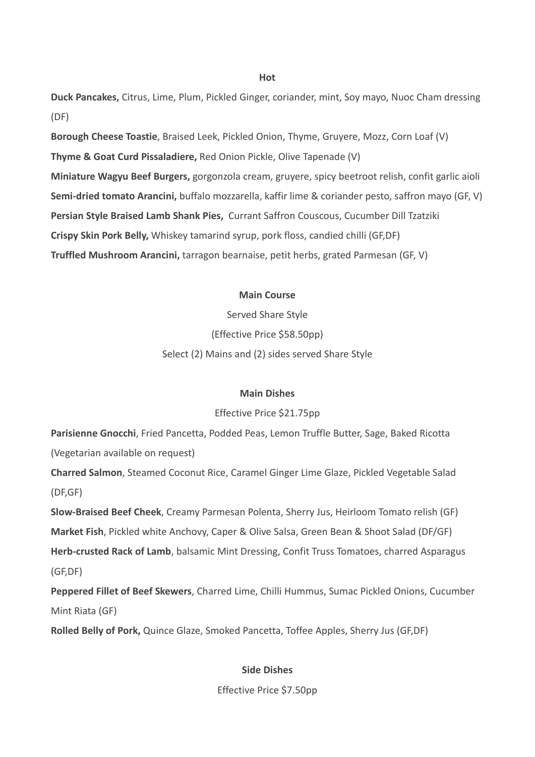## Hot

**Duck Pancakes,** Citrus, Lime, Plum, Pickled Ginger, coriander, mint, Soy mayo, Nuoc Cham dressing (DF)

**Borough Cheese Toastie**, Braised Leek, Pickled Onion, Thyme, Gruyere, Mozz, Corn Loaf (V)

**Thyme & Goat Curd Pissaladiere,** Red Onion Pickle, Olive Tapenade (V)

**Miniature Wagyu Beef Burgers,** gorgonzola cream, gruyere, spicy beetroot relish, confit garlic aioli

**Semi-dried tomato Arancini,** buffalo mozzarella, kaffir lime & coriander pesto, saffron mayo (GF, V)

**Persian Style Braised Lamb Shank Pies,** Currant Saffron Couscous, Cucumber Dill Tzatziki

**Crispy Skin Pork Belly,** Whiskey tamarind syrup, pork floss, candied chilli (GF,DF)

**Truffled Mushroom Arancini,** tarragon bearnaise, petit herbs, grated Parmesan (GF, V)

## Main Course

Served Share Style

(Effective Price $58.50pp)

Select (2) Mains and (2) sides served Share Style

### Main Dishes

Effective Price $21.75pp

**Parisienne Gnocchi**, Fried Pancetta, Podded Peas, Lemon Truffle Butter, Sage, Baked Ricotta (Vegetarian available on request)

**Charred Salmon**, Steamed Coconut Rice, Caramel Ginger Lime Glaze, Pickled Vegetable Salad (DF,GF)

**Slow-Braised Beef Cheek**, Creamy Parmesan Polenta, Sherry Jus, Heirloom Tomato relish (GF)

**Market Fish**, Pickled white Anchovy, Caper & Olive Salsa, Green Bean & Shoot Salad (DF/GF)

**Herb-crusted Rack of Lamb**, balsamic Mint Dressing, Confit Truss Tomatoes, charred Asparagus (GF,DF)

**Peppered Fillet of Beef Skewers**, Charred Lime, Chilli Hummus, Sumac Pickled Onions, Cucumber Mint Riata (GF)

**Rolled Belly of Pork,** Quince Glaze, Smoked Pancetta, Toffee Apples, Sherry Jus (GF,DF)

### Side Dishes

Effective Price $7.50pp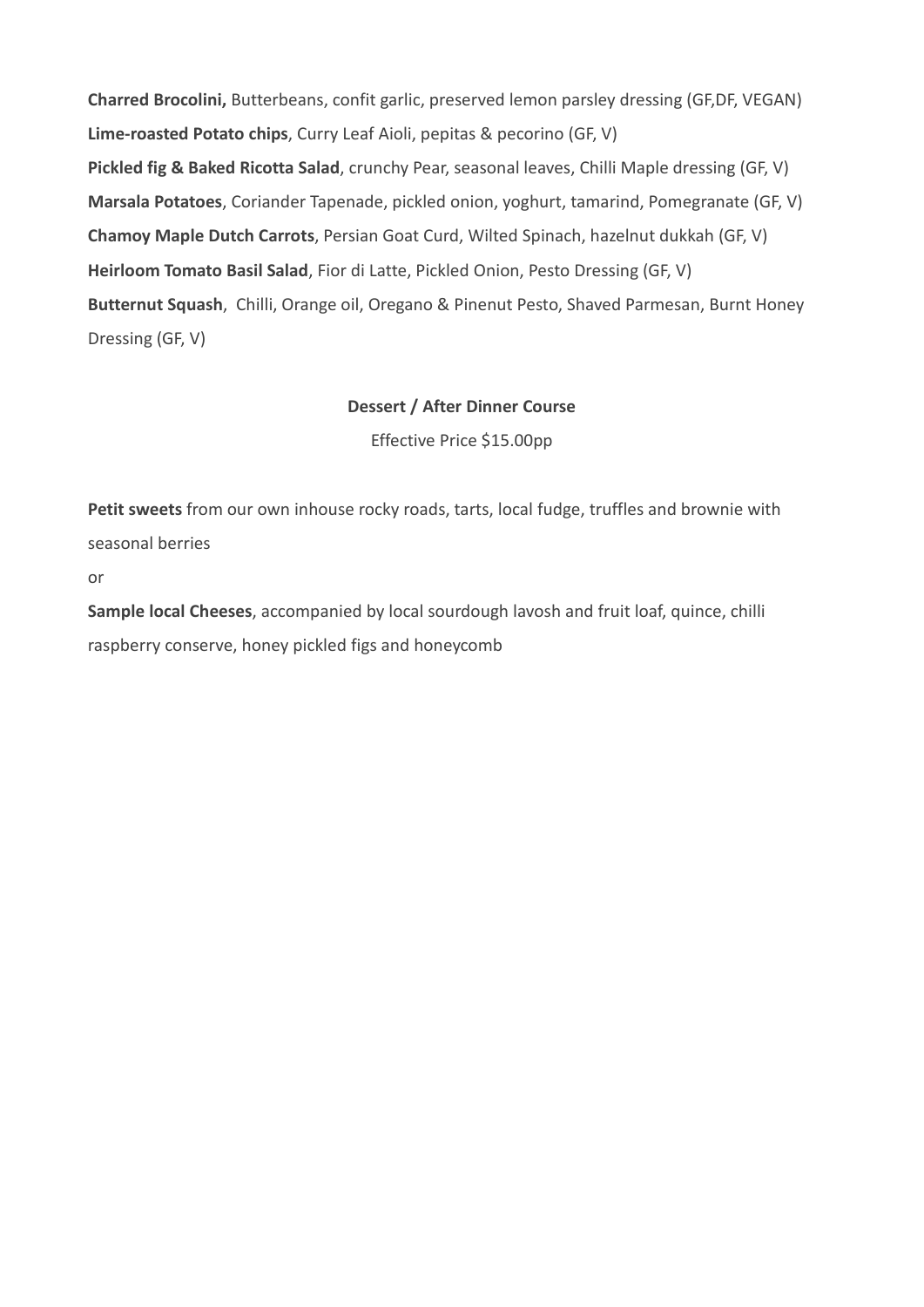**Charred Brocolini,** Butterbeans, confit garlic, preserved lemon parsley dressing (GF,DF, VEGAN)

**Lime-roasted Potato chips**, Curry Leaf Aioli, pepitas & pecorino (GF, V)

**Pickled fig & Baked Ricotta Salad**, crunchy Pear, seasonal leaves, Chilli Maple dressing (GF, V)

**Marsala Potatoes**, Coriander Tapenade, pickled onion, yoghurt, tamarind, Pomegranate (GF, V)

**Chamoy Maple Dutch Carrots**, Persian Goat Curd, Wilted Spinach, hazelnut dukkah (GF, V)

**Heirloom Tomato Basil Salad**, Fior di Latte, Pickled Onion, Pesto Dressing (GF, V)

**Butternut Squash**, Chilli, Orange oil, Oregano & Pinenut Pesto, Shaved Parmesan, Burnt Honey Dressing (GF, V)

**Dessert / After Dinner Course**

Effective Price $15.00pp

**Petit sweets** from our own inhouse rocky roads, tarts, local fudge, truffles and brownie with seasonal berries

or

**Sample local Cheeses**, accompanied by local sourdough lavosh and fruit loaf, quince, chilli raspberry conserve, honey pickled figs and honeycomb